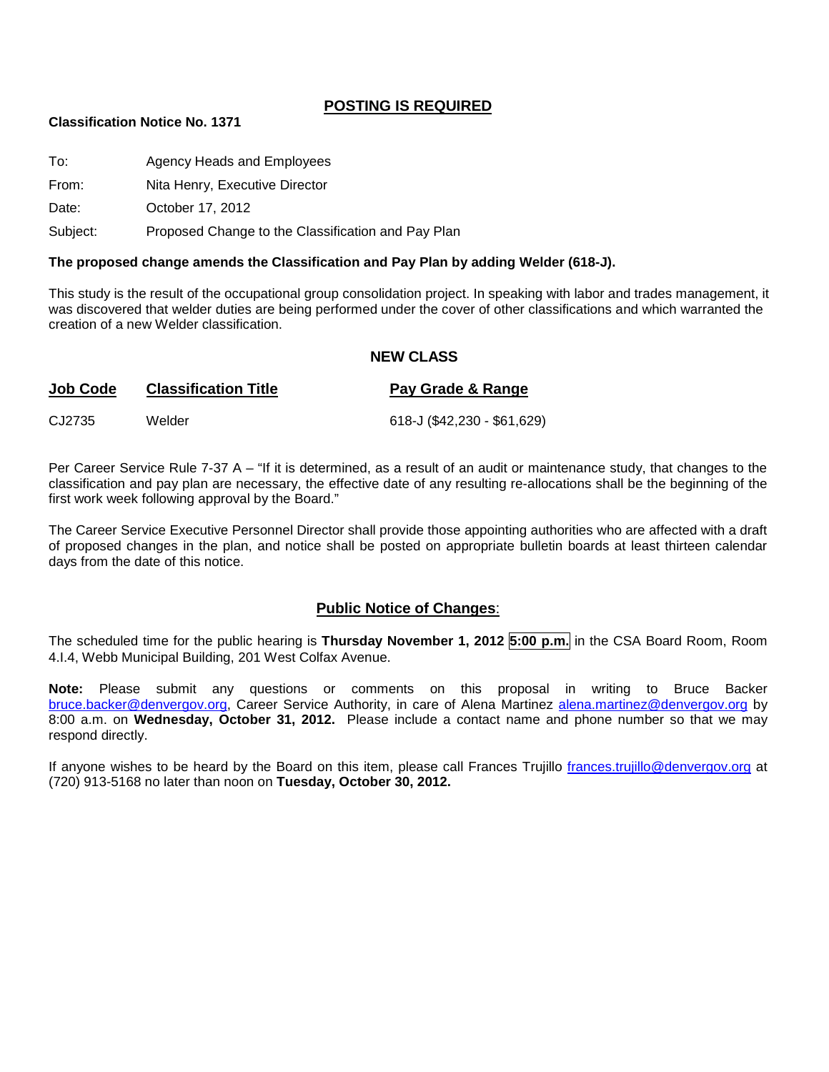## POSTING IS REQUIRED

**Classification Notice No. 1371**

To: Agency Heads and Employees

From: Nita Henry, Executive Director

Date: October 17, 2012

Subject: Proposed Change to the Classification and Pay Plan

**The proposed change amends the Classification and Pay Plan by adding Welder (618-J).**

This study is the result of the occupational group consolidation project. In speaking with labor and trades management, it was discovered that welder duties are being performed under the cover of other classifications and which warranted the creation of a new Welder classification.

### NEW CLASS

| Job Code | Classification Title | Pay Grade & Range |
|---|---|---|
| CJ2735 | Welder | 618-J ($42,230 - $61,629) |

Per Career Service Rule 7-37 A – "If it is determined, as a result of an audit or maintenance study, that changes to the classification and pay plan are necessary, the effective date of any resulting re-allocations shall be the beginning of the first work week following approval by the Board."

The Career Service Executive Personnel Director shall provide those appointing authorities who are affected with a draft of proposed changes in the plan, and notice shall be posted on appropriate bulletin boards at least thirteen calendar days from the date of this notice.

### Public Notice of Changes:

The scheduled time for the public hearing is **Thursday November 1, 2012 5:00 p.m.** in the CSA Board Room, Room 4.I.4, Webb Municipal Building, 201 West Colfax Avenue.

**Note:** Please submit any questions or comments on this proposal in writing to Bruce Backer bruce.backer@denvergov.org, Career Service Authority, in care of Alena Martinez alena.martinez@denvergov.org by 8:00 a.m. on **Wednesday, October 31, 2012.** Please include a contact name and phone number so that we may respond directly.

If anyone wishes to be heard by the Board on this item, please call Frances Trujillo frances.trujillo@denvergov.org at (720) 913-5168 no later than noon on **Tuesday, October 30, 2012.**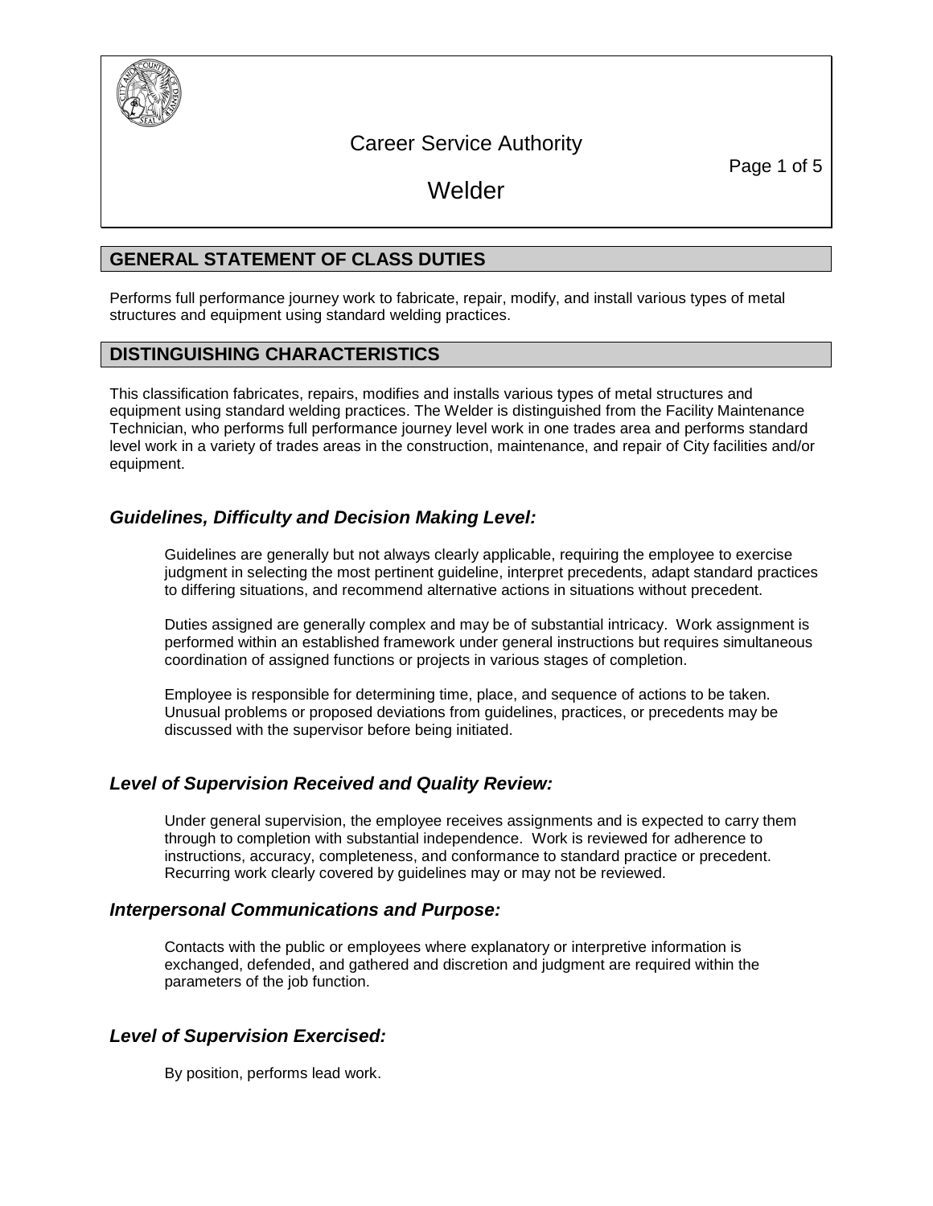# Career Service Authority

# Welder

## GENERAL STATEMENT OF CLASS DUTIES

Performs full performance journey work to fabricate, repair, modify, and install various types of metal structures and equipment using standard welding practices.

## DISTINGUISHING CHARACTERISTICS

This classification fabricates, repairs, modifies and installs various types of metal structures and equipment using standard welding practices. The Welder is distinguished from the Facility Maintenance Technician, who performs full performance journey level work in one trades area and performs standard level work in a variety of trades areas in the construction, maintenance, and repair of City facilities and/or equipment.

### *Guidelines, Difficulty and Decision Making Level:*

Guidelines are generally but not always clearly applicable, requiring the employee to exercise judgment in selecting the most pertinent guideline, interpret precedents, adapt standard practices to differing situations, and recommend alternative actions in situations without precedent.

Duties assigned are generally complex and may be of substantial intricacy. Work assignment is performed within an established framework under general instructions but requires simultaneous coordination of assigned functions or projects in various stages of completion.

Employee is responsible for determining time, place, and sequence of actions to be taken. Unusual problems or proposed deviations from guidelines, practices, or precedents may be discussed with the supervisor before being initiated.

### *Level of Supervision Received and Quality Review:*

Under general supervision, the employee receives assignments and is expected to carry them through to completion with substantial independence. Work is reviewed for adherence to instructions, accuracy, completeness, and conformance to standard practice or precedent. Recurring work clearly covered by guidelines may or may not be reviewed.

### *Interpersonal Communications and Purpose:*

Contacts with the public or employees where explanatory or interpretive information is exchanged, defended, and gathered and discretion and judgment are required within the parameters of the job function.

### *Level of Supervision Exercised:*

By position, performs lead work.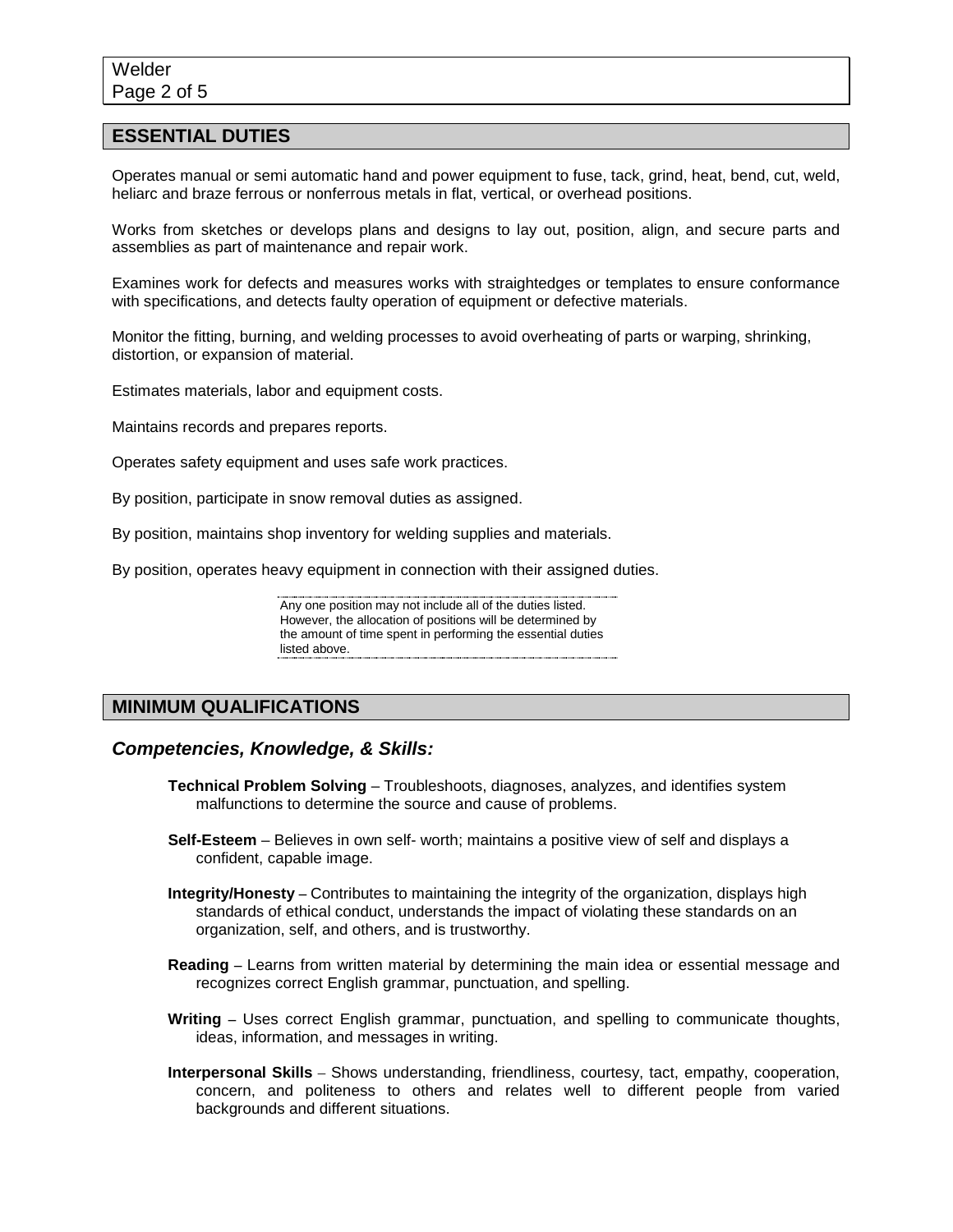## ESSENTIAL DUTIES

Operates manual or semi automatic hand and power equipment to fuse, tack, grind, heat, bend, cut, weld, heliarc and braze ferrous or nonferrous metals in flat, vertical, or overhead positions.

Works from sketches or develops plans and designs to lay out, position, align, and secure parts and assemblies as part of maintenance and repair work.

Examines work for defects and measures works with straightedges or templates to ensure conformance with specifications, and detects faulty operation of equipment or defective materials.

Monitor the fitting, burning, and welding processes to avoid overheating of parts or warping, shrinking, distortion, or expansion of material.

Estimates materials, labor and equipment costs.

Maintains records and prepares reports.

Operates safety equipment and uses safe work practices.

By position, participate in snow removal duties as assigned.

By position, maintains shop inventory for welding supplies and materials.

By position, operates heavy equipment in connection with their assigned duties.

Any one position may not include all of the duties listed. However, the allocation of positions will be determined by the amount of time spent in performing the essential duties listed above.

## MINIMUM QUALIFICATIONS

### *Competencies, Knowledge, & Skills:*

**Technical Problem Solving** – Troubleshoots, diagnoses, analyzes, and identifies system malfunctions to determine the source and cause of problems.

**Self-Esteem** – Believes in own self- worth; maintains a positive view of self and displays a confident, capable image.

**Integrity/Honesty** – Contributes to maintaining the integrity of the organization, displays high standards of ethical conduct, understands the impact of violating these standards on an organization, self, and others, and is trustworthy.

**Reading** – Learns from written material by determining the main idea or essential message and recognizes correct English grammar, punctuation, and spelling.

**Writing** – Uses correct English grammar, punctuation, and spelling to communicate thoughts, ideas, information, and messages in writing.

**Interpersonal Skills** – Shows understanding, friendliness, courtesy, tact, empathy, cooperation, concern, and politeness to others and relates well to different people from varied backgrounds and different situations.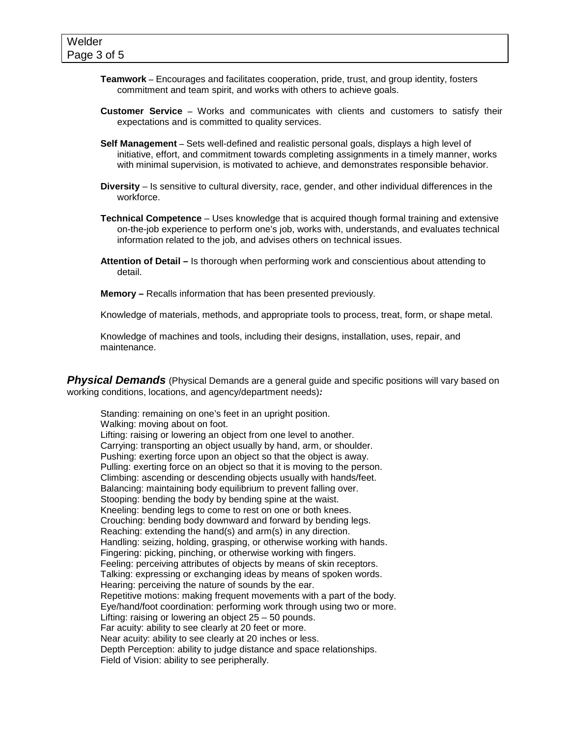**Teamwork** – Encourages and facilitates cooperation, pride, trust, and group identity, fosters commitment and team spirit, and works with others to achieve goals.

**Customer Service** – Works and communicates with clients and customers to satisfy their expectations and is committed to quality services.

**Self Management** – Sets well-defined and realistic personal goals, displays a high level of initiative, effort, and commitment towards completing assignments in a timely manner, works with minimal supervision, is motivated to achieve, and demonstrates responsible behavior.

**Diversity** – Is sensitive to cultural diversity, race, gender, and other individual differences in the workforce.

**Technical Competence** – Uses knowledge that is acquired though formal training and extensive on-the-job experience to perform one's job, works with, understands, and evaluates technical information related to the job, and advises others on technical issues.

**Attention of Detail –** Is thorough when performing work and conscientious about attending to detail.

**Memory –** Recalls information that has been presented previously.

Knowledge of materials, methods, and appropriate tools to process, treat, form, or shape metal.

Knowledge of machines and tools, including their designs, installation, uses, repair, and maintenance.

***Physical Demands*** (Physical Demands are a general guide and specific positions will vary based on working conditions, locations, and agency/department needs)***:***

Standing: remaining on one's feet in an upright position.
Walking: moving about on foot.
Lifting: raising or lowering an object from one level to another.
Carrying: transporting an object usually by hand, arm, or shoulder.
Pushing: exerting force upon an object so that the object is away.
Pulling: exerting force on an object so that it is moving to the person.
Climbing: ascending or descending objects usually with hands/feet.
Balancing: maintaining body equilibrium to prevent falling over.
Stooping: bending the body by bending spine at the waist.
Kneeling: bending legs to come to rest on one or both knees.
Crouching: bending body downward and forward by bending legs.
Reaching: extending the hand(s) and arm(s) in any direction.
Handling: seizing, holding, grasping, or otherwise working with hands.
Fingering: picking, pinching, or otherwise working with fingers.
Feeling: perceiving attributes of objects by means of skin receptors.
Talking: expressing or exchanging ideas by means of spoken words.
Hearing: perceiving the nature of sounds by the ear.
Repetitive motions: making frequent movements with a part of the body.
Eye/hand/foot coordination: performing work through using two or more.
Lifting: raising or lowering an object 25 – 50 pounds.
Far acuity: ability to see clearly at 20 feet or more.
Near acuity: ability to see clearly at 20 inches or less.
Depth Perception: ability to judge distance and space relationships.
Field of Vision: ability to see peripherally.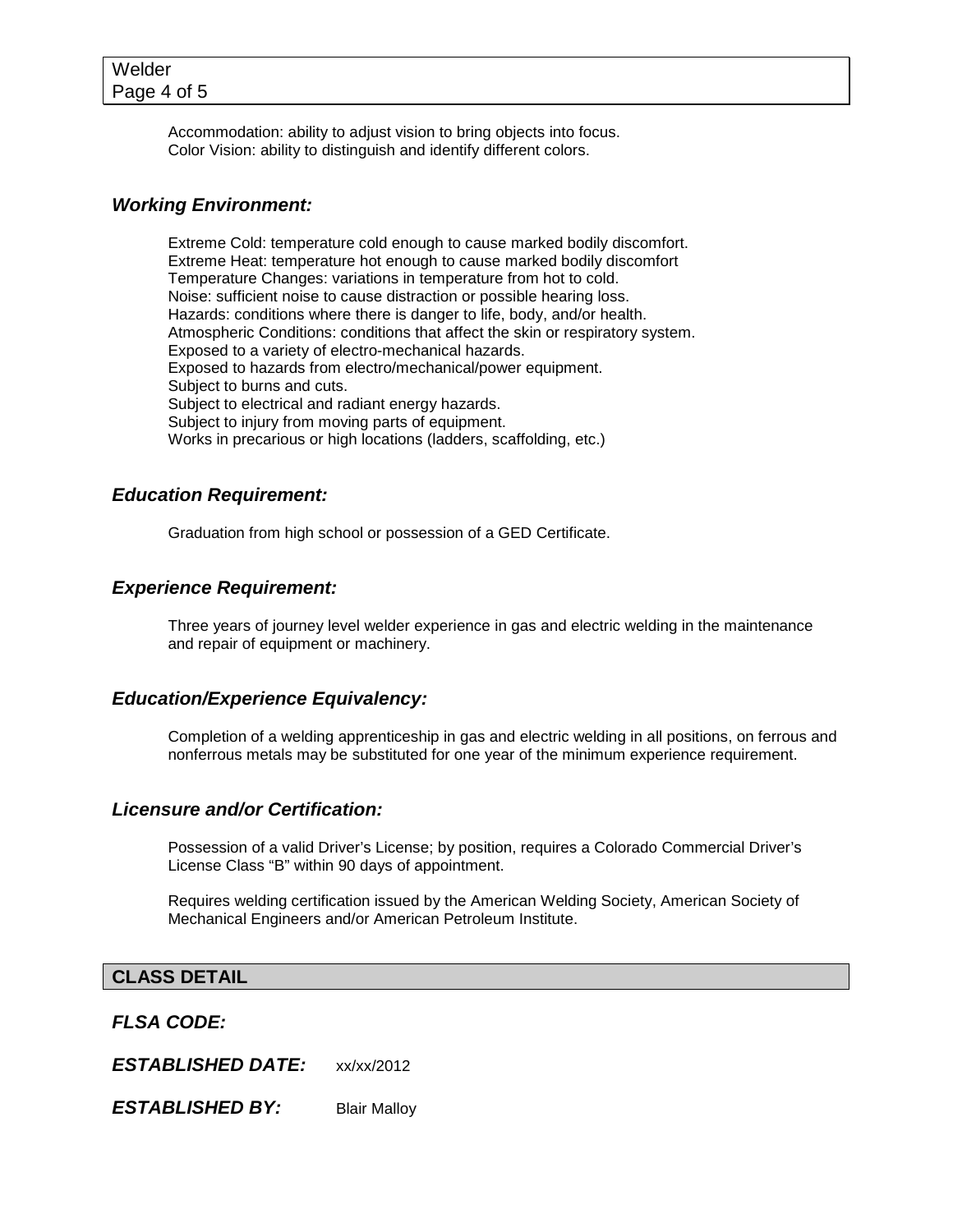Accommodation: ability to adjust vision to bring objects into focus.
Color Vision: ability to distinguish and identify different colors.

### *Working Environment:*

Extreme Cold: temperature cold enough to cause marked bodily discomfort.
Extreme Heat: temperature hot enough to cause marked bodily discomfort
Temperature Changes: variations in temperature from hot to cold.
Noise: sufficient noise to cause distraction or possible hearing loss.
Hazards: conditions where there is danger to life, body, and/or health.
Atmospheric Conditions: conditions that affect the skin or respiratory system.
Exposed to a variety of electro-mechanical hazards.
Exposed to hazards from electro/mechanical/power equipment.
Subject to burns and cuts.
Subject to electrical and radiant energy hazards.
Subject to injury from moving parts of equipment.
Works in precarious or high locations (ladders, scaffolding, etc.)

### *Education Requirement:*

Graduation from high school or possession of a GED Certificate.

### *Experience Requirement:*

Three years of journey level welder experience in gas and electric welding in the maintenance and repair of equipment or machinery.

### *Education/Experience Equivalency:*

Completion of a welding apprenticeship in gas and electric welding in all positions, on ferrous and nonferrous metals may be substituted for one year of the minimum experience requirement.

### *Licensure and/or Certification:*

Possession of a valid Driver's License; by position, requires a Colorado Commercial Driver's License Class "B" within 90 days of appointment.

Requires welding certification issued by the American Welding Society, American Society of Mechanical Engineers and/or American Petroleum Institute.

## CLASS DETAIL

***FLSA CODE:***

***ESTABLISHED DATE:*** xx/xx/2012

***ESTABLISHED BY:*** Blair Malloy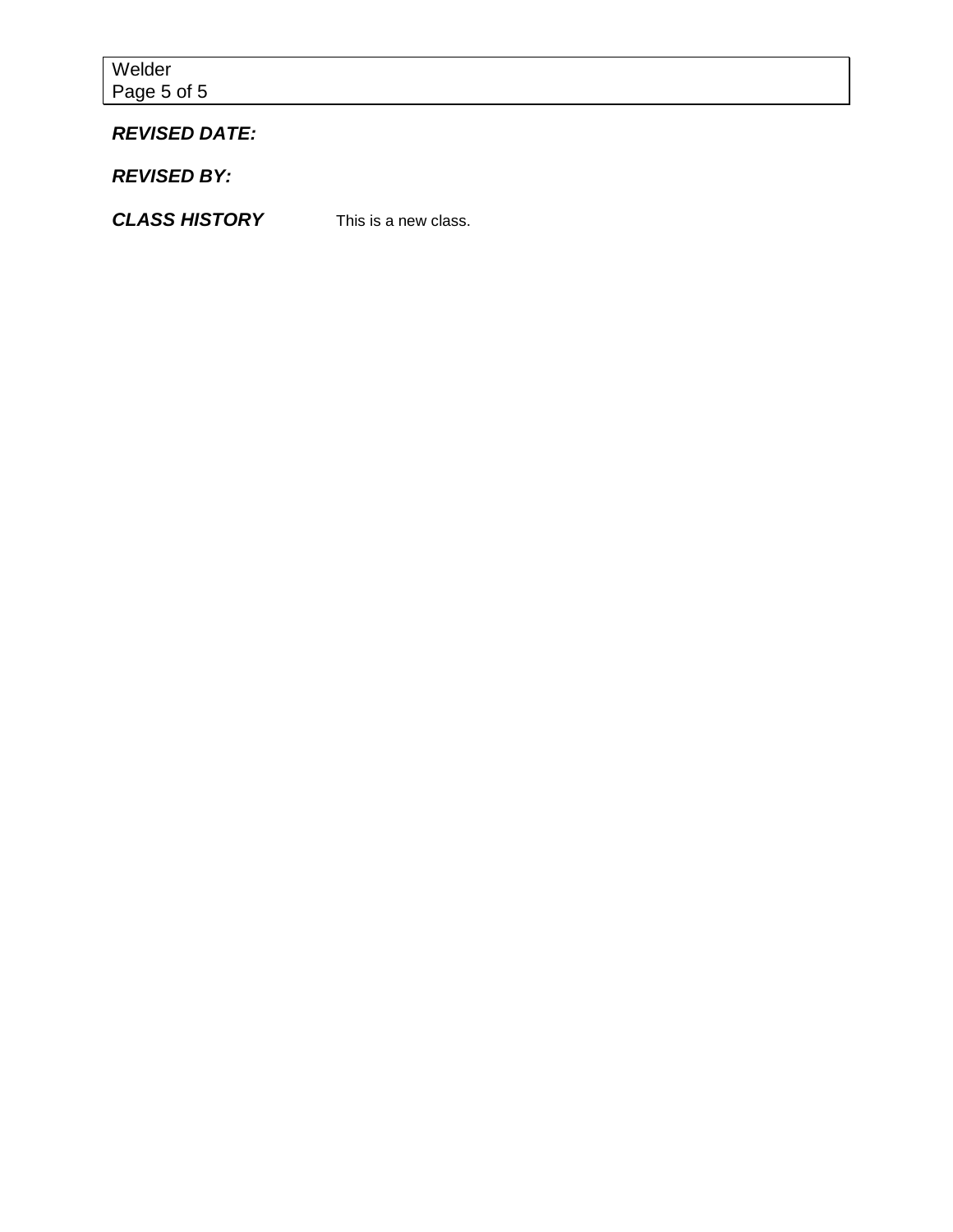***REVISED DATE:***

***REVISED BY:***

***CLASS HISTORY*** This is a new class.